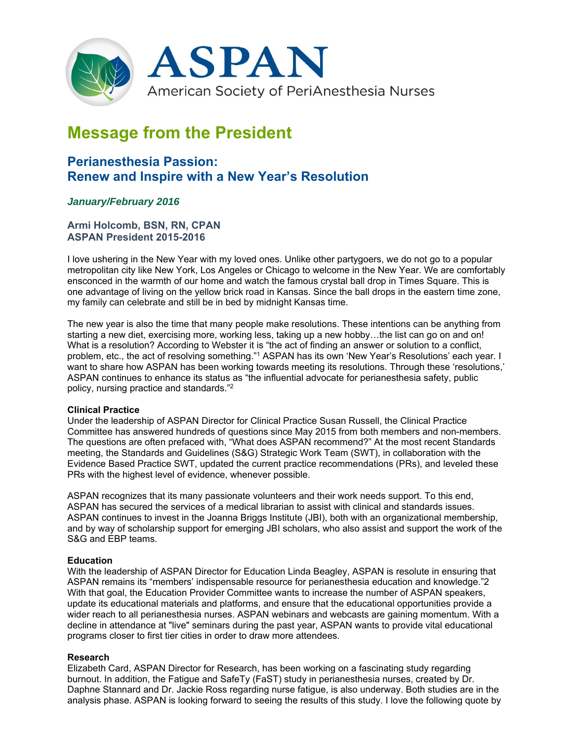ASPAN

American Society of PeriAnesthesia Nurses

# Message from the President

## Perianesthesia Passion: Renew and Inspire with a New Year's Resolution

***January/February 2016***

**Armi Holcomb, BSN, RN, CPAN**
**ASPAN President 2015-2016**

I love ushering in the New Year with my loved ones. Unlike other partygoers, we do not go to a popular metropolitan city like New York, Los Angeles or Chicago to welcome in the New Year. We are comfortably ensconced in the warmth of our home and watch the famous crystal ball drop in Times Square. This is one advantage of living on the yellow brick road in Kansas. Since the ball drops in the eastern time zone, my family can celebrate and still be in bed by midnight Kansas time.

The new year is also the time that many people make resolutions. These intentions can be anything from starting a new diet, exercising more, working less, taking up a new hobby…the list can go on and on! What is a resolution? According to Webster it is "the act of finding an answer or solution to a conflict, problem, etc., the act of resolving something."[1] ASPAN has its own 'New Year's Resolutions' each year. I want to share how ASPAN has been working towards meeting its resolutions. Through these 'resolutions,' ASPAN continues to enhance its status as "the influential advocate for perianesthesia safety, public policy, nursing practice and standards."[2]

**Clinical Practice**
Under the leadership of ASPAN Director for Clinical Practice Susan Russell, the Clinical Practice Committee has answered hundreds of questions since May 2015 from both members and non-members. The questions are often prefaced with, "What does ASPAN recommend?" At the most recent Standards meeting, the Standards and Guidelines (S&G) Strategic Work Team (SWT), in collaboration with the Evidence Based Practice SWT, updated the current practice recommendations (PRs), and leveled these PRs with the highest level of evidence, whenever possible.

ASPAN recognizes that its many passionate volunteers and their work needs support. To this end, ASPAN has secured the services of a medical librarian to assist with clinical and standards issues. ASPAN continues to invest in the Joanna Briggs Institute (JBI), both with an organizational membership, and by way of scholarship support for emerging JBI scholars, who also assist and support the work of the S&G and EBP teams.

**Education**
With the leadership of ASPAN Director for Education Linda Beagley, ASPAN is resolute in ensuring that ASPAN remains its "members' indispensable resource for perianesthesia education and knowledge."2 With that goal, the Education Provider Committee wants to increase the number of ASPAN speakers, update its educational materials and platforms, and ensure that the educational opportunities provide a wider reach to all perianesthesia nurses. ASPAN webinars and webcasts are gaining momentum. With a decline in attendance at "live" seminars during the past year, ASPAN wants to provide vital educational programs closer to first tier cities in order to draw more attendees.

**Research**
Elizabeth Card, ASPAN Director for Research, has been working on a fascinating study regarding burnout. In addition, the Fatigue and SafeTy (FaST) study in perianesthesia nurses, created by Dr. Daphne Stannard and Dr. Jackie Ross regarding nurse fatigue, is also underway. Both studies are in the analysis phase. ASPAN is looking forward to seeing the results of this study. I love the following quote by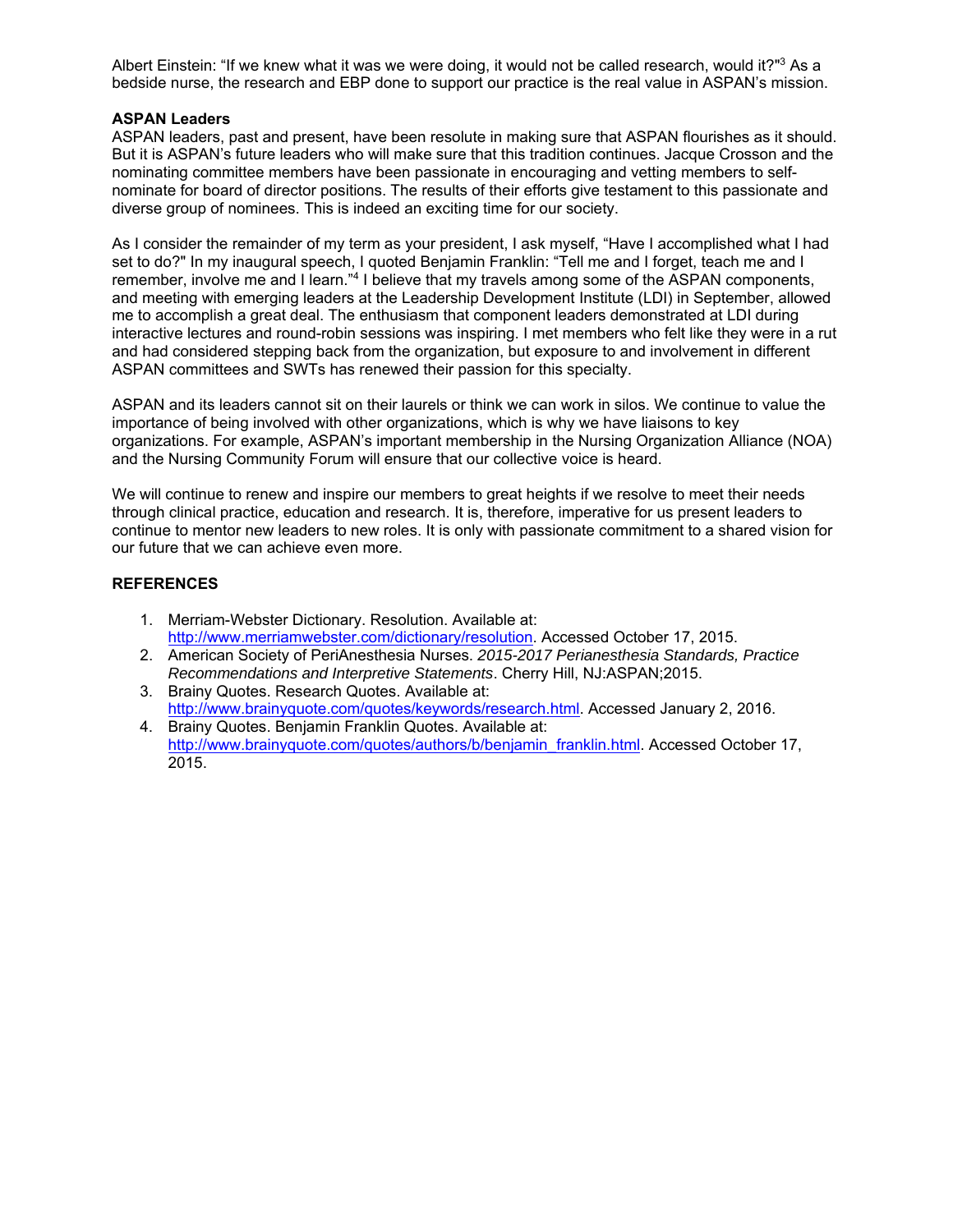Albert Einstein: “If we knew what it was we were doing, it would not be called research, would it?”[3] As a bedside nurse, the research and EBP done to support our practice is the real value in ASPAN’s mission.

**ASPAN Leaders**

ASPAN leaders, past and present, have been resolute in making sure that ASPAN flourishes as it should. But it is ASPAN’s future leaders who will make sure that this tradition continues. Jacque Crosson and the nominating committee members have been passionate in encouraging and vetting members to self-nominate for board of director positions. The results of their efforts give testament to this passionate and diverse group of nominees. This is indeed an exciting time for our society.

As I consider the remainder of my term as your president, I ask myself, “Have I accomplished what I had set to do?" In my inaugural speech, I quoted Benjamin Franklin: “Tell me and I forget, teach me and I remember, involve me and I learn.”[4] I believe that my travels among some of the ASPAN components, and meeting with emerging leaders at the Leadership Development Institute (LDI) in September, allowed me to accomplish a great deal. The enthusiasm that component leaders demonstrated at LDI during interactive lectures and round-robin sessions was inspiring. I met members who felt like they were in a rut and had considered stepping back from the organization, but exposure to and involvement in different ASPAN committees and SWTs has renewed their passion for this specialty.

ASPAN and its leaders cannot sit on their laurels or think we can work in silos. We continue to value the importance of being involved with other organizations, which is why we have liaisons to key organizations. For example, ASPAN’s important membership in the Nursing Organization Alliance (NOA) and the Nursing Community Forum will ensure that our collective voice is heard.

We will continue to renew and inspire our members to great heights if we resolve to meet their needs through clinical practice, education and research. It is, therefore, imperative for us present leaders to continue to mentor new leaders to new roles. It is only with passionate commitment to a shared vision for our future that we can achieve even more.

**REFERENCES**

1. Merriam-Webster Dictionary. Resolution. Available at: http://www.merriamwebster.com/dictionary/resolution. Accessed October 17, 2015.
2. American Society of PeriAnesthesia Nurses. *2015-2017 Perianesthesia Standards, Practice Recommendations and Interpretive Statements*. Cherry Hill, NJ:ASPAN;2015.
3. Brainy Quotes. Research Quotes. Available at: http://www.brainyquote.com/quotes/keywords/research.html. Accessed January 2, 2016.
4. Brainy Quotes. Benjamin Franklin Quotes. Available at: http://www.brainyquote.com/quotes/authors/b/benjamin_franklin.html. Accessed October 17, 2015.